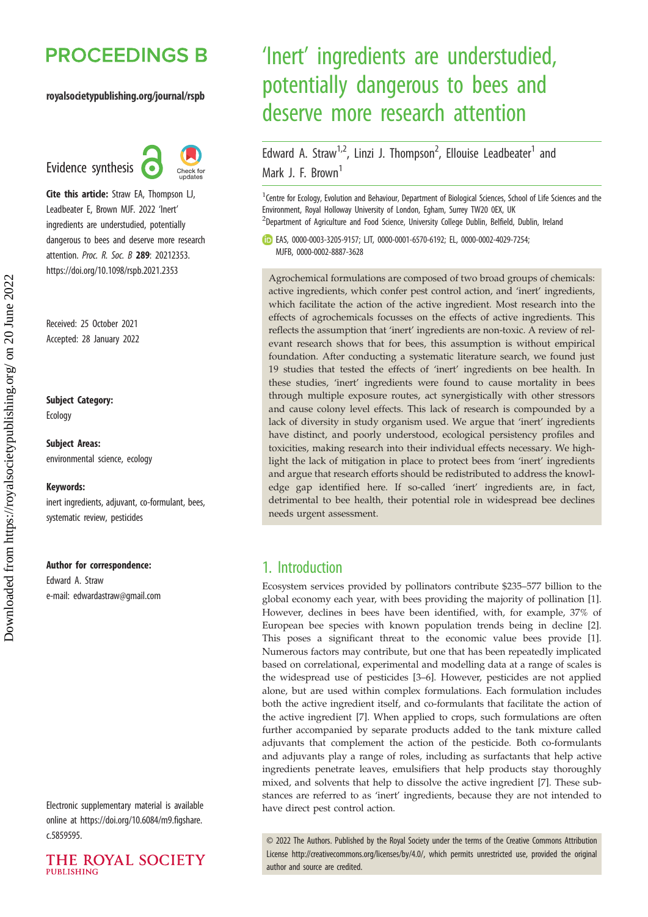# 'Inert' ingredients are understudied, potentially dangerous to bees and deserve more research attention

Edward A. Straw[1,2], Linzi J. Thompson[2], Ellouise Leadbeater[1] and Mark J. F. Brown[1]

[1]Centre for Ecology, Evolution and Behaviour, Department of Biological Sciences, School of Life Sciences and the Environment, Royal Holloway University of London, Egham, Surrey TW20 0EX, UK
[2]Department of Agriculture and Food Science, University College Dublin, Belfield, Dublin, Ireland

EAS, 0000-0003-3205-9157; LJT, 0000-0001-6570-6192; EL, 0000-0002-4029-7254; MJFB, 0000-0002-8887-3628

Evidence synthesis

**Cite this article:** Straw EA, Thompson LJ, Leadbeater E, Brown MJF. 2022 'Inert' ingredients are understudied, potentially dangerous to bees and deserve more research attention. *Proc. R. Soc. B* **289**: 20212353. https://doi.org/10.1098/rspb.2021.2353

Received: 25 October 2021
Accepted: 28 January 2022

**Subject Category:**
Ecology

**Subject Areas:**
environmental science, ecology

**Keywords:**
inert ingredients, adjuvant, co-formulant, bees, systematic review, pesticides

**Author for correspondence:**
Edward A. Straw
e-mail: edwardastraw@gmail.com

Electronic supplementary material is available online at https://doi.org/10.6084/m9.figshare.c.5859595.

Agrochemical formulations are composed of two broad groups of chemicals: active ingredients, which confer pest control action, and 'inert' ingredients, which facilitate the action of the active ingredient. Most research into the effects of agrochemicals focusses on the effects of active ingredients. This reflects the assumption that 'inert' ingredients are non-toxic. A review of relevant research shows that for bees, this assumption is without empirical foundation. After conducting a systematic literature search, we found just 19 studies that tested the effects of 'inert' ingredients on bee health. In these studies, 'inert' ingredients were found to cause mortality in bees through multiple exposure routes, act synergistically with other stressors and cause colony level effects. This lack of research is compounded by a lack of diversity in study organism used. We argue that 'inert' ingredients have distinct, and poorly understood, ecological persistency profiles and toxicities, making research into their individual effects necessary. We highlight the lack of mitigation in place to protect bees from 'inert' ingredients and argue that research efforts should be redistributed to address the knowledge gap identified here. If so-called 'inert' ingredients are, in fact, detrimental to bee health, their potential role in widespread bee declines needs urgent assessment.

## 1. Introduction

Ecosystem services provided by pollinators contribute $235–577 billion to the global economy each year, with bees providing the majority of pollination [1]. However, declines in bees have been identified, with, for example, 37% of European bee species with known population trends being in decline [2]. This poses a significant threat to the economic value bees provide [1]. Numerous factors may contribute, but one that has been repeatedly implicated based on correlational, experimental and modelling data at a range of scales is the widespread use of pesticides [3–6]. However, pesticides are not applied alone, but are used within complex formulations. Each formulation includes both the active ingredient itself, and co-formulants that facilitate the action of the active ingredient [7]. When applied to crops, such formulations are often further accompanied by separate products added to the tank mixture called adjuvants that complement the action of the pesticide. Both co-formulants and adjuvants play a range of roles, including as surfactants that help active ingredients penetrate leaves, emulsifiers that help products stay thoroughly mixed, and solvents that help to dissolve the active ingredient [7]. These substances are referred to as 'inert' ingredients, because they are not intended to have direct pest control action.

© 2022 The Authors. Published by the Royal Society under the terms of the Creative Commons Attribution License http://creativecommons.org/licenses/by/4.0/, which permits unrestricted use, provided the original author and source are credited.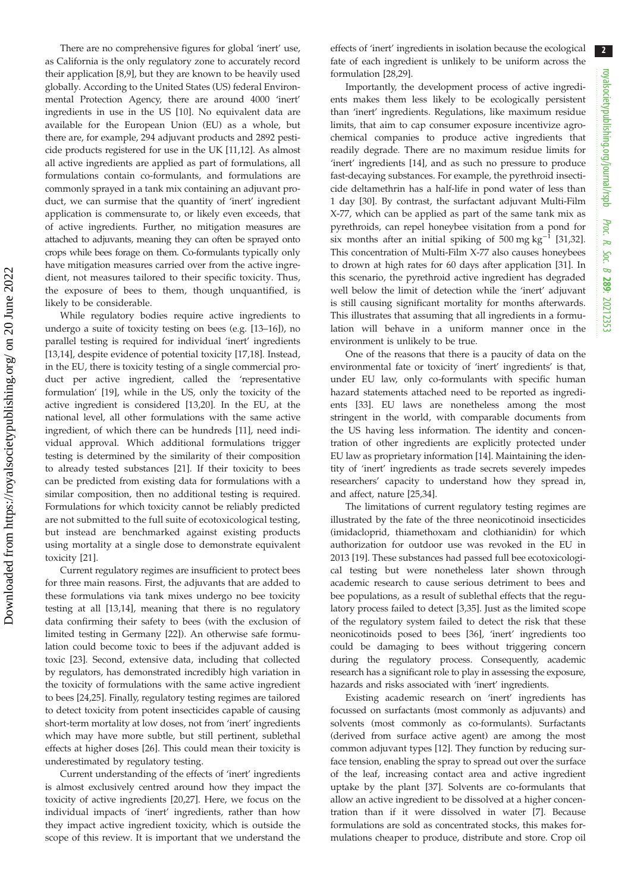There are no comprehensive figures for global 'inert' use, as California is the only regulatory zone to accurately record their application [8,9], but they are known to be heavily used globally. According to the United States (US) federal Environmental Protection Agency, there are around 4000 'inert' ingredients in use in the US [10]. No equivalent data are available for the European Union (EU) as a whole, but there are, for example, 294 adjuvant products and 2892 pesticide products registered for use in the UK [11,12]. As almost all active ingredients are applied as part of formulations, all formulations contain co-formulants, and formulations are commonly sprayed in a tank mix containing an adjuvant product, we can surmise that the quantity of 'inert' ingredient application is commensurate to, or likely even exceeds, that of active ingredients. Further, no mitigation measures are attached to adjuvants, meaning they can often be sprayed onto crops while bees forage on them. Co-formulants typically only have mitigation measures carried over from the active ingredient, not measures tailored to their specific toxicity. Thus, the exposure of bees to them, though unquantified, is likely to be considerable.

While regulatory bodies require active ingredients to undergo a suite of toxicity testing on bees (e.g. [13–16]), no parallel testing is required for individual 'inert' ingredients [13,14], despite evidence of potential toxicity [17,18]. Instead, in the EU, there is toxicity testing of a single commercial product per active ingredient, called the 'representative formulation' [19], while in the US, only the toxicity of the active ingredient is considered [13,20]. In the EU, at the national level, all other formulations with the same active ingredient, of which there can be hundreds [11], need individual approval. Which additional formulations trigger testing is determined by the similarity of their composition to already tested substances [21]. If their toxicity to bees can be predicted from existing data for formulations with a similar composition, then no additional testing is required. Formulations for which toxicity cannot be reliably predicted are not submitted to the full suite of ecotoxicological testing, but instead are benchmarked against existing products using mortality at a single dose to demonstrate equivalent toxicity [21].

Current regulatory regimes are insufficient to protect bees for three main reasons. First, the adjuvants that are added to these formulations via tank mixes undergo no bee toxicity testing at all [13,14], meaning that there is no regulatory data confirming their safety to bees (with the exclusion of limited testing in Germany [22]). An otherwise safe formulation could become toxic to bees if the adjuvant added is toxic [23]. Second, extensive data, including that collected by regulators, has demonstrated incredibly high variation in the toxicity of formulations with the same active ingredient to bees [24,25]. Finally, regulatory testing regimes are tailored to detect toxicity from potent insecticides capable of causing short-term mortality at low doses, not from 'inert' ingredients which may have more subtle, but still pertinent, sublethal effects at higher doses [26]. This could mean their toxicity is underestimated by regulatory testing.

Current understanding of the effects of 'inert' ingredients is almost exclusively centred around how they impact the toxicity of active ingredients [20,27]. Here, we focus on the individual impacts of 'inert' ingredients, rather than how they impact active ingredient toxicity, which is outside the scope of this review. It is important that we understand the effects of 'inert' ingredients in isolation because the ecological fate of each ingredient is unlikely to be uniform across the formulation [28,29].

Importantly, the development process of active ingredients makes them less likely to be ecologically persistent than 'inert' ingredients. Regulations, like maximum residue limits, that aim to cap consumer exposure incentivize agrochemical companies to produce active ingredients that readily degrade. There are no maximum residue limits for 'inert' ingredients [14], and as such no pressure to produce fast-decaying substances. For example, the pyrethroid insecticide deltamethrin has a half-life in pond water of less than 1 day [30]. By contrast, the surfactant adjuvant Multi-Film X-77, which can be applied as part of the same tank mix as pyrethroids, can repel honeybee visitation from a pond for six months after an initial spiking of 500 mg $kg^{-1}$ [31,32]. This concentration of Multi-Film X-77 also causes honeybees to drown at high rates for 60 days after application [31]. In this scenario, the pyrethroid active ingredient has degraded well below the limit of detection while the 'inert' adjuvant is still causing significant mortality for months afterwards. This illustrates that assuming that all ingredients in a formulation will behave in a uniform manner once in the environment is unlikely to be true.

One of the reasons that there is a paucity of data on the environmental fate or toxicity of 'inert' ingredients' is that, under EU law, only co-formulants with specific human hazard statements attached need to be reported as ingredients [33]. EU laws are nonetheless among the most stringent in the world, with comparable documents from the US having less information. The identity and concentration of other ingredients are explicitly protected under EU law as proprietary information [14]. Maintaining the identity of 'inert' ingredients as trade secrets severely impedes researchers' capacity to understand how they spread in, and affect, nature [25,34].

The limitations of current regulatory testing regimes are illustrated by the fate of the three neonicotinoid insecticides (imidacloprid, thiamethoxam and clothianidin) for which authorization for outdoor use was revoked in the EU in 2013 [19]. These substances had passed full bee ecotoxicological testing but were nonetheless later shown through academic research to cause serious detriment to bees and bee populations, as a result of sublethal effects that the regulatory process failed to detect [3,35]. Just as the limited scope of the regulatory system failed to detect the risk that these neonicotinoids posed to bees [36], 'inert' ingredients too could be damaging to bees without triggering concern during the regulatory process. Consequently, academic research has a significant role to play in assessing the exposure, hazards and risks associated with 'inert' ingredients.

Existing academic research on 'inert' ingredients has focussed on surfactants (most commonly as adjuvants) and solvents (most commonly as co-formulants). Surfactants (derived from surface active agent) are among the most common adjuvant types [12]. They function by reducing surface tension, enabling the spray to spread out over the surface of the leaf, increasing contact area and active ingredient uptake by the plant [37]. Solvents are co-formulants that allow an active ingredient to be dissolved at a higher concentration than if it were dissolved in water [7]. Because formulations are sold as concentrated stocks, this makes formulations cheaper to produce, distribute and store. Crop oil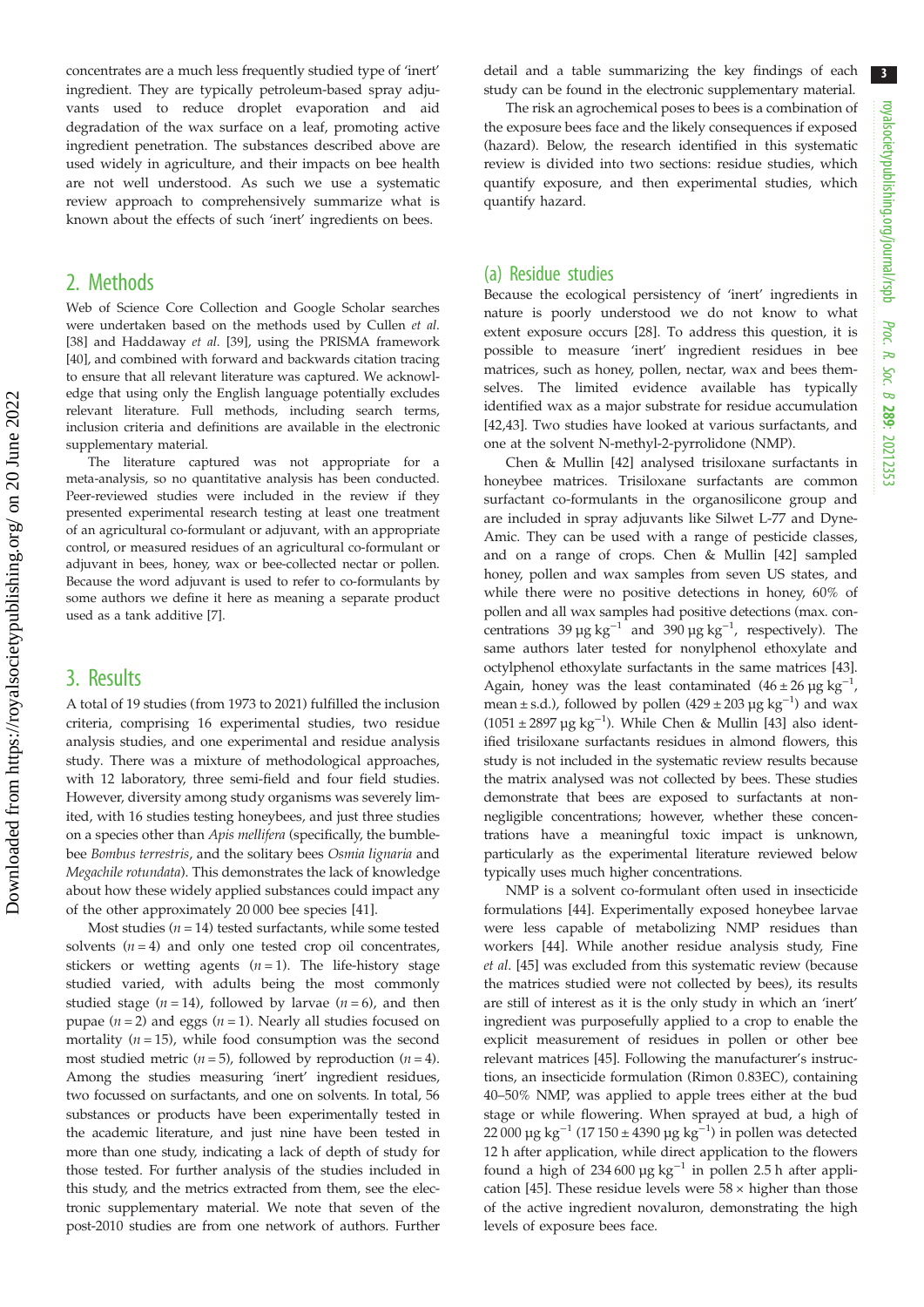concentrates are a much less frequently studied type of 'inert' ingredient. They are typically petroleum-based spray adjuvants used to reduce droplet evaporation and aid degradation of the wax surface on a leaf, promoting active ingredient penetration. The substances described above are used widely in agriculture, and their impacts on bee health are not well understood. As such we use a systematic review approach to comprehensively summarize what is known about the effects of such 'inert' ingredients on bees.

## 2. Methods

Web of Science Core Collection and Google Scholar searches were undertaken based on the methods used by Cullen *et al.* [38] and Haddaway *et al.* [39], using the PRISMA framework [40], and combined with forward and backwards citation tracing to ensure that all relevant literature was captured. We acknowledge that using only the English language potentially excludes relevant literature. Full methods, including search terms, inclusion criteria and definitions are available in the electronic supplementary material.

The literature captured was not appropriate for a meta-analysis, so no quantitative analysis has been conducted. Peer-reviewed studies were included in the review if they presented experimental research testing at least one treatment of an agricultural co-formulant or adjuvant, with an appropriate control, or measured residues of an agricultural co-formulant or adjuvant in bees, honey, wax or bee-collected nectar or pollen. Because the word adjuvant is used to refer to co-formulants by some authors we define it here as meaning a separate product used as a tank additive [7].

## 3. Results

A total of 19 studies (from 1973 to 2021) fulfilled the inclusion criteria, comprising 16 experimental studies, two residue analysis studies, and one experimental and residue analysis study. There was a mixture of methodological approaches, with 12 laboratory, three semi-field and four field studies. However, diversity among study organisms was severely limited, with 16 studies testing honeybees, and just three studies on a species other than *Apis mellifera* (specifically, the bumblebee *Bombus terrestris*, and the solitary bees *Osmia lignaria* and *Megachile rotundata*). This demonstrates the lack of knowledge about how these widely applied substances could impact any of the other approximately 20 000 bee species [41].

Most studies ($n = 14$) tested surfactants, while some tested solvents ($n = 4$) and only one tested crop oil concentrates, stickers or wetting agents ($n = 1$). The life-history stage studied varied, with adults being the most commonly studied stage ($n = 14$), followed by larvae ($n = 6$), and then pupae ($n = 2$) and eggs ($n = 1$). Nearly all studies focused on mortality ($n = 15$), while food consumption was the second most studied metric ($n = 5$), followed by reproduction ($n = 4$). Among the studies measuring 'inert' ingredient residues, two focussed on surfactants, and one on solvents. In total, 56 substances or products have been experimentally tested in the academic literature, and just nine have been tested in more than one study, indicating a lack of depth of study for those tested. For further analysis of the studies included in this study, and the metrics extracted from them, see the electronic supplementary material. We note that seven of the post-2010 studies are from one network of authors. Further detail and a table summarizing the key findings of each study can be found in the electronic supplementary material.

The risk an agrochemical poses to bees is a combination of the exposure bees face and the likely consequences if exposed (hazard). Below, the research identified in this systematic review is divided into two sections: residue studies, which quantify exposure, and then experimental studies, which quantify hazard.

### (a) Residue studies

Because the ecological persistency of 'inert' ingredients in nature is poorly understood we do not know to what extent exposure occurs [28]. To address this question, it is possible to measure 'inert' ingredient residues in bee matrices, such as honey, pollen, nectar, wax and bees themselves. The limited evidence available has typically identified wax as a major substrate for residue accumulation [42,43]. Two studies have looked at various surfactants, and one at the solvent N-methyl-2-pyrrolidone (NMP).

Chen & Mullin [42] analysed trisiloxane surfactants in honeybee matrices. Trisiloxane surfactants are common surfactant co-formulants in the organosilicone group and are included in spray adjuvants like Silwet L-77 and Dyne-Amic. They can be used with a range of pesticide classes, and on a range of crops. Chen & Mullin [42] sampled honey, pollen and wax samples from seven US states, and while there were no positive detections in honey, 60% of pollen and all wax samples had positive detections (max. concentrations $39\ \mu g\ kg^{-1}$ and $390\ \mu g\ kg^{-1}$, respectively). The same authors later tested for nonylphenol ethoxylate and octylphenol ethoxylate surfactants in the same matrices [43]. Again, honey was the least contaminated ($46 \pm 26\ \mu g\ kg^{-1}$, mean ± s.d.), followed by pollen ($429 \pm 203\ \mu g\ kg^{-1}$) and wax ($1051 \pm 2897\ \mu g\ kg^{-1}$). While Chen & Mullin [43] also identified trisiloxane surfactants residues in almond flowers, this study is not included in the systematic review results because the matrix analysed was not collected by bees. These studies demonstrate that bees are exposed to surfactants at non-negligible concentrations; however, whether these concentrations have a meaningful toxic impact is unknown, particularly as the experimental literature reviewed below typically uses much higher concentrations.

NMP is a solvent co-formulant often used in insecticide formulations [44]. Experimentally exposed honeybee larvae were less capable of metabolizing NMP residues than workers [44]. While another residue analysis study, Fine *et al.* [45] was excluded from this systematic review (because the matrices studied were not collected by bees), its results are still of interest as it is the only study in which an 'inert' ingredient was purposefully applied to a crop to enable the explicit measurement of residues in pollen or other bee relevant matrices [45]. Following the manufacturer's instructions, an insecticide formulation (Rimon 0.83EC), containing 40–50% NMP, was applied to apple trees either at the bud stage or while flowering. When sprayed at bud, a high of $22\,000\ \mu g\ kg^{-1}$ ($17\,150 \pm 4390\ \mu g\ kg^{-1}$) in pollen was detected 12 h after application, while direct application to the flowers found a high of $234\,600\ \mu g\ kg^{-1}$ in pollen 2.5 h after application [45]. These residue levels were 58 × higher than those of the active ingredient novaluron, demonstrating the high levels of exposure bees face.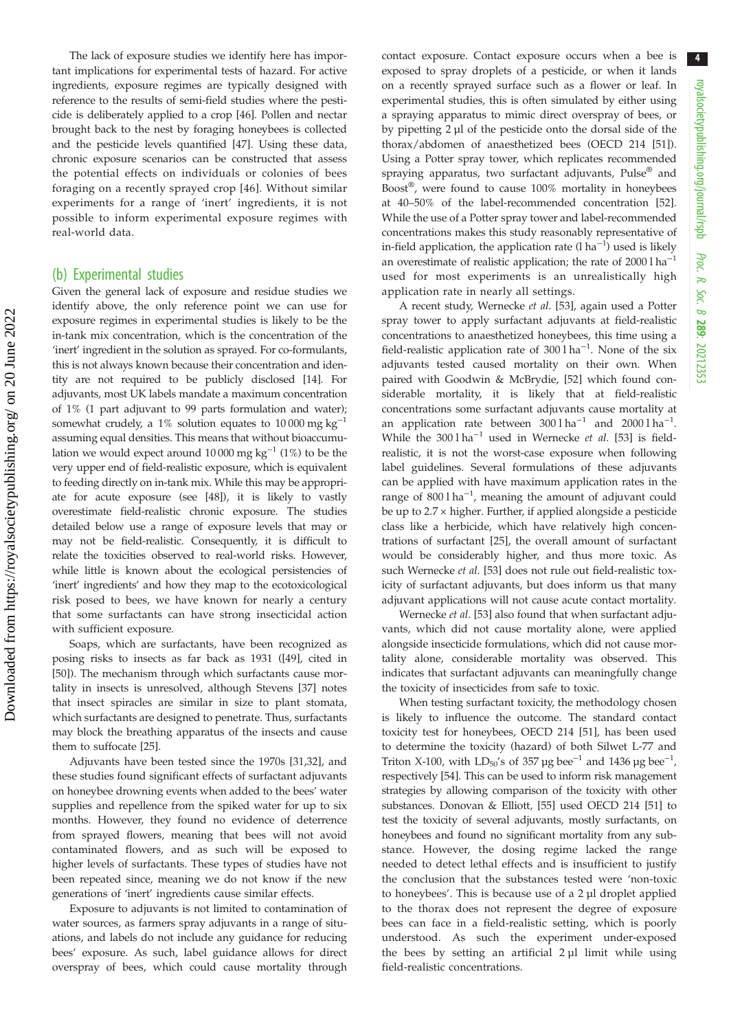The lack of exposure studies we identify here has important implications for experimental tests of hazard. For active ingredients, exposure regimes are typically designed with reference to the results of semi-field studies where the pesticide is deliberately applied to a crop [46]. Pollen and nectar brought back to the nest by foraging honeybees is collected and the pesticide levels quantified [47]. Using these data, chronic exposure scenarios can be constructed that assess the potential effects on individuals or colonies of bees foraging on a recently sprayed crop [46]. Without similar experiments for a range of 'inert' ingredients, it is not possible to inform experimental exposure regimes with real-world data.

## (b) Experimental studies

Given the general lack of exposure and residue studies we identify above, the only reference point we can use for exposure regimes in experimental studies is likely to be the in-tank mix concentration, which is the concentration of the 'inert' ingredient in the solution as sprayed. For co-formulants, this is not always known because their concentration and identity are not required to be publicly disclosed [14]. For adjuvants, most UK labels mandate a maximum concentration of 1% (1 part adjuvant to 99 parts formulation and water); somewhat crudely, a 1% solution equates to 10 000 mg kg$^{-1}$ assuming equal densities. This means that without bioaccumulation we would expect around 10 000 mg kg$^{-1}$ (1%) to be the very upper end of field-realistic exposure, which is equivalent to feeding directly on in-tank mix. While this may be appropriate for acute exposure (see [48]), it is likely to vastly overestimate field-realistic chronic exposure. The studies detailed below use a range of exposure levels that may or may not be field-realistic. Consequently, it is difficult to relate the toxicities observed to real-world risks. However, while little is known about the ecological persistencies of 'inert' ingredients' and how they map to the ecotoxicological risk posed to bees, we have known for nearly a century that some surfactants can have strong insecticidal action with sufficient exposure.

Soaps, which are surfactants, have been recognized as posing risks to insects as far back as 1931 ([49], cited in [50]). The mechanism through which surfactants cause mortality in insects is unresolved, although Stevens [37] notes that insect spiracles are similar in size to plant stomata, which surfactants are designed to penetrate. Thus, surfactants may block the breathing apparatus of the insects and cause them to suffocate [25].

Adjuvants have been tested since the 1970s [31,32], and these studies found significant effects of surfactant adjuvants on honeybee drowning events when added to the bees' water supplies and repellence from the spiked water for up to six months. However, they found no evidence of deterrence from sprayed flowers, meaning that bees will not avoid contaminated flowers, and as such will be exposed to higher levels of surfactants. These types of studies have not been repeated since, meaning we do not know if the new generations of 'inert' ingredients cause similar effects.

Exposure to adjuvants is not limited to contamination of water sources, as farmers spray adjuvants in a range of situations, and labels do not include any guidance for reducing bees' exposure. As such, label guidance allows for direct overspray of bees, which could cause mortality through contact exposure. Contact exposure occurs when a bee is exposed to spray droplets of a pesticide, or when it lands on a recently sprayed surface such as a flower or leaf. In experimental studies, this is often simulated by either using a spraying apparatus to mimic direct overspray of bees, or by pipetting 2 µl of the pesticide onto the dorsal side of the thorax/abdomen of anaesthetized bees (OECD 214 [51]). Using a Potter spray tower, which replicates recommended spraying apparatus, two surfactant adjuvants, Pulse® and Boost®, were found to cause 100% mortality in honeybees at 40–50% of the label-recommended concentration [52]. While the use of a Potter spray tower and label-recommended concentrations makes this study reasonably representative of in-field application, the application rate (l ha$^{-1}$) used is likely an overestimate of realistic application; the rate of 2000 l ha$^{-1}$ used for most experiments is an unrealistically high application rate in nearly all settings.

A recent study, Wernecke *et al.* [53], again used a Potter spray tower to apply surfactant adjuvants at field-realistic concentrations to anaesthetized honeybees, this time using a field-realistic application rate of 300 l ha$^{-1}$. None of the six adjuvants tested caused mortality on their own. When paired with Goodwin & McBrydie, [52] which found considerable mortality, it is likely that at field-realistic concentrations some surfactant adjuvants cause mortality at an application rate between 300 l ha$^{-1}$ and 2000 l ha$^{-1}$. While the 300 l ha$^{-1}$ used in Wernecke *et al.* [53] is field-realistic, it is not the worst-case exposure when following label guidelines. Several formulations of these adjuvants can be applied with have maximum application rates in the range of 800 l ha$^{-1}$, meaning the amount of adjuvant could be up to 2.7 × higher. Further, if applied alongside a pesticide class like a herbicide, which have relatively high concentrations of surfactant [25], the overall amount of surfactant would be considerably higher, and thus more toxic. As such Wernecke *et al.* [53] does not rule out field-realistic toxicity of surfactant adjuvants, but does inform us that many adjuvant applications will not cause acute contact mortality.

Wernecke *et al.* [53] also found that when surfactant adjuvants, which did not cause mortality alone, were applied alongside insecticide formulations, which did not cause mortality alone, considerable mortality was observed. This indicates that surfactant adjuvants can meaningfully change the toxicity of insecticides from safe to toxic.

When testing surfactant toxicity, the methodology chosen is likely to influence the outcome. The standard contact toxicity test for honeybees, OECD 214 [51], has been used to determine the toxicity (hazard) of both Silwet L-77 and Triton X-100, with $LD_{50}$'s of 357 µg bee$^{-1}$ and 1436 µg bee$^{-1}$, respectively [54]. This can be used to inform risk management strategies by allowing comparison of the toxicity with other substances. Donovan & Elliott, [55] used OECD 214 [51] to test the toxicity of several adjuvants, mostly surfactants, on honeybees and found no significant mortality from any substance. However, the dosing regime lacked the range needed to detect lethal effects and is insufficient to justify the conclusion that the substances tested were 'non-toxic to honeybees'. This is because use of a 2 µl droplet applied to the thorax does not represent the degree of exposure bees can face in a field-realistic setting, which is poorly understood. As such the experiment under-exposed the bees by setting an artificial 2 µl limit while using field-realistic concentrations.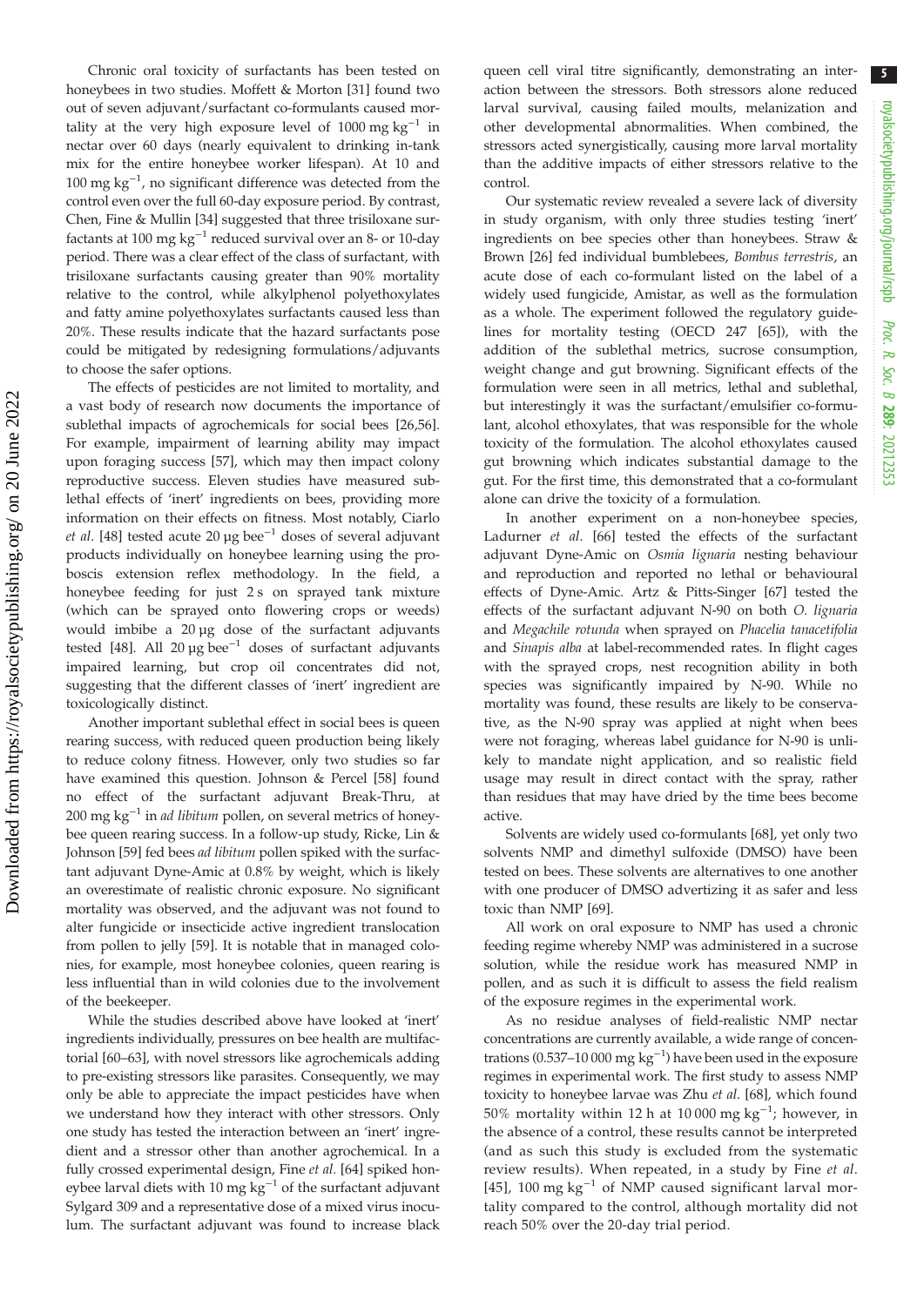Chronic oral toxicity of surfactants has been tested on honeybees in two studies. Moffett & Morton [31] found two out of seven adjuvant/surfactant co-formulants caused mortality at the very high exposure level of 1000 mg $kg^{-1}$ in nectar over 60 days (nearly equivalent to drinking in-tank mix for the entire honeybee worker lifespan). At 10 and 100 mg $kg^{-1}$, no significant difference was detected from the control even over the full 60-day exposure period. By contrast, Chen, Fine & Mullin [34] suggested that three trisiloxane surfactants at 100 mg $kg^{-1}$ reduced survival over an 8- or 10-day period. There was a clear effect of the class of surfactant, with trisiloxane surfactants causing greater than 90% mortality relative to the control, while alkylphenol polyethoxylates and fatty amine polyethoxylates surfactants caused less than 20%. These results indicate that the hazard surfactants pose could be mitigated by redesigning formulations/adjuvants to choose the safer options.

The effects of pesticides are not limited to mortality, and a vast body of research now documents the importance of sublethal impacts of agrochemicals for social bees [26,56]. For example, impairment of learning ability may impact upon foraging success [57], which may then impact colony reproductive success. Eleven studies have measured sublethal effects of 'inert' ingredients on bees, providing more information on their effects on fitness. Most notably, Ciarlo *et al.* [48] tested acute 20 µg $bee^{-1}$ doses of several adjuvant products individually on honeybee learning using the proboscis extension reflex methodology. In the field, a honeybee feeding for just 2 s on sprayed tank mixture (which can be sprayed onto flowering crops or weeds) would imbibe a 20 µg dose of the surfactant adjuvants tested [48]. All 20 µg $bee^{-1}$ doses of surfactant adjuvants impaired learning, but crop oil concentrates did not, suggesting that the different classes of 'inert' ingredient are toxicologically distinct.

Another important sublethal effect in social bees is queen rearing success, with reduced queen production being likely to reduce colony fitness. However, only two studies so far have examined this question. Johnson & Percel [58] found no effect of the surfactant adjuvant Break-Thru, at 200 mg $kg^{-1}$ in *ad libitum* pollen, on several metrics of honeybee queen rearing success. In a follow-up study, Ricke, Lin & Johnson [59] fed bees *ad libitum* pollen spiked with the surfactant adjuvant Dyne-Amic at 0.8% by weight, which is likely an overestimate of realistic chronic exposure. No significant mortality was observed, and the adjuvant was not found to alter fungicide or insecticide active ingredient translocation from pollen to jelly [59]. It is notable that in managed colonies, for example, most honeybee colonies, queen rearing is less influential than in wild colonies due to the involvement of the beekeeper.

While the studies described above have looked at 'inert' ingredients individually, pressures on bee health are multifactorial [60–63], with novel stressors like agrochemicals adding to pre-existing stressors like parasites. Consequently, we may only be able to appreciate the impact pesticides have when we understand how they interact with other stressors. Only one study has tested the interaction between an 'inert' ingredient and a stressor other than another agrochemical. In a fully crossed experimental design, Fine *et al.* [64] spiked honeybee larval diets with 10 mg $kg^{-1}$ of the surfactant adjuvant Sylgard 309 and a representative dose of a mixed virus inoculum. The surfactant adjuvant was found to increase black queen cell viral titre significantly, demonstrating an interaction between the stressors. Both stressors alone reduced larval survival, causing failed moults, melanization and other developmental abnormalities. When combined, the stressors acted synergistically, causing more larval mortality than the additive impacts of either stressors relative to the control.

Our systematic review revealed a severe lack of diversity in study organism, with only three studies testing 'inert' ingredients on bee species other than honeybees. Straw & Brown [26] fed individual bumblebees, *Bombus terrestris*, an acute dose of each co-formulant listed on the label of a widely used fungicide, Amistar, as well as the formulation as a whole. The experiment followed the regulatory guidelines for mortality testing (OECD 247 [65]), with the addition of the sublethal metrics, sucrose consumption, weight change and gut browning. Significant effects of the formulation were seen in all metrics, lethal and sublethal, but interestingly it was the surfactant/emulsifier co-formulant, alcohol ethoxylates, that was responsible for the whole toxicity of the formulation. The alcohol ethoxylates caused gut browning which indicates substantial damage to the gut. For the first time, this demonstrated that a co-formulant alone can drive the toxicity of a formulation.

In another experiment on a non-honeybee species, Ladurner *et al.* [66] tested the effects of the surfactant adjuvant Dyne-Amic on *Osmia lignaria* nesting behaviour and reproduction and reported no lethal or behavioural effects of Dyne-Amic. Artz & Pitts-Singer [67] tested the effects of the surfactant adjuvant N-90 on both *O. lignaria* and *Megachile rotunda* when sprayed on *Phacelia tanacetifolia* and *Sinapis alba* at label-recommended rates. In flight cages with the sprayed crops, nest recognition ability in both species was significantly impaired by N-90. While no mortality was found, these results are likely to be conservative, as the N-90 spray was applied at night when bees were not foraging, whereas label guidance for N-90 is unlikely to mandate night application, and so realistic field usage may result in direct contact with the spray, rather than residues that may have dried by the time bees become active.

Solvents are widely used co-formulants [68], yet only two solvents NMP and dimethyl sulfoxide (DMSO) have been tested on bees. These solvents are alternatives to one another with one producer of DMSO advertizing it as safer and less toxic than NMP [69].

All work on oral exposure to NMP has used a chronic feeding regime whereby NMP was administered in a sucrose solution, while the residue work has measured NMP in pollen, and as such it is difficult to assess the field realism of the exposure regimes in the experimental work.

As no residue analyses of field-realistic NMP nectar concentrations are currently available, a wide range of concentrations (0.537–10 000 mg $kg^{-1}$) have been used in the exposure regimes in experimental work. The first study to assess NMP toxicity to honeybee larvae was Zhu *et al.* [68], which found 50% mortality within 12 h at 10 000 mg $kg^{-1}$; however, in the absence of a control, these results cannot be interpreted (and as such this study is excluded from the systematic review results). When repeated, in a study by Fine *et al.* [45], 100 mg $kg^{-1}$ of NMP caused significant larval mortality compared to the control, although mortality did not reach 50% over the 20-day trial period.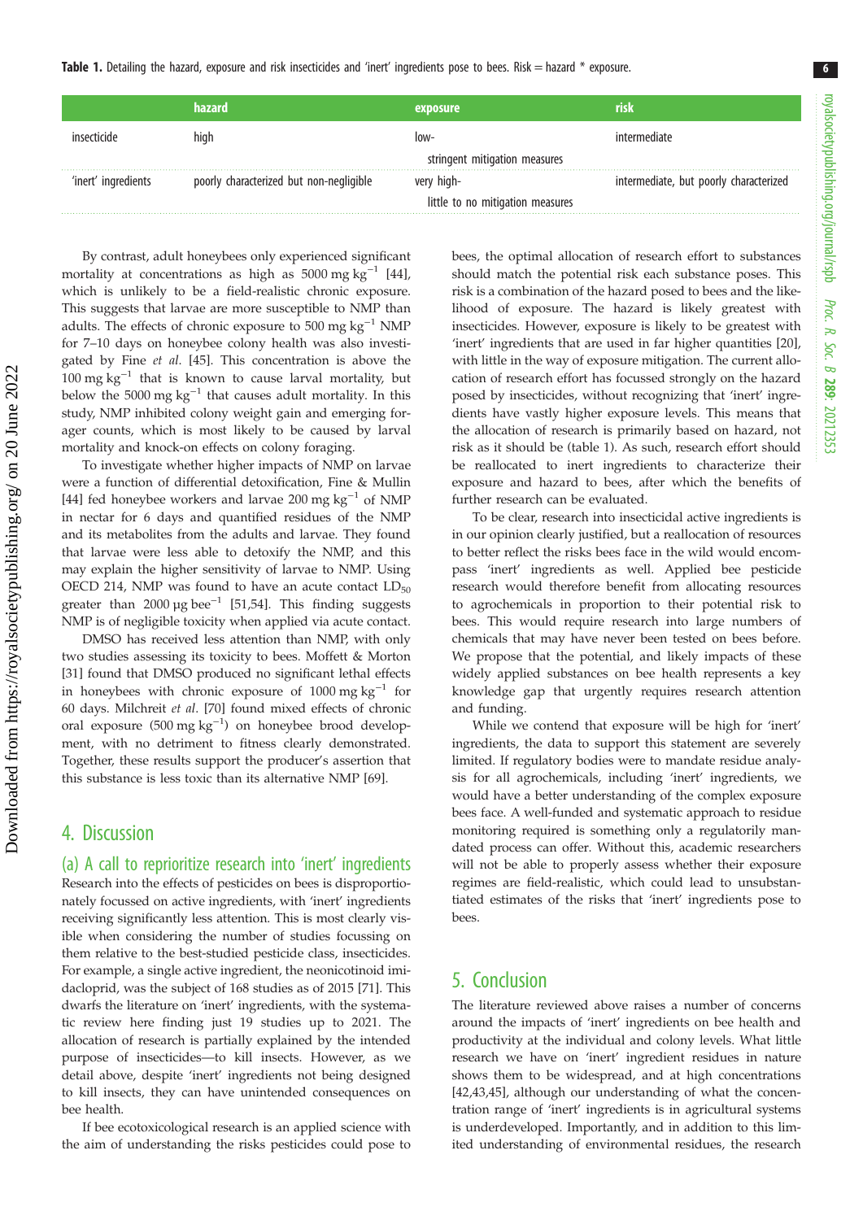**Table 1.** Detailing the hazard, exposure and risk insecticides and 'inert' ingredients pose to bees. Risk = hazard * exposure.

| | hazard | exposure | risk |
|---|---|---|---|
| insecticide | high | low- stringent mitigation measures | intermediate |
| 'inert' ingredients | poorly characterized but non-negligible | very high- little to no mitigation measures | intermediate, but poorly characterized |

By contrast, adult honeybees only experienced significant mortality at concentrations as high as 5000 mg $kg^{-1}$ [44], which is unlikely to be a field-realistic chronic exposure. This suggests that larvae are more susceptible to NMP than adults. The effects of chronic exposure to 500 mg $kg^{-1}$ NMP for 7–10 days on honeybee colony health was also investigated by Fine *et al*. [45]. This concentration is above the 100 mg $kg^{-1}$ that is known to cause larval mortality, but below the 5000 mg $kg^{-1}$ that causes adult mortality. In this study, NMP inhibited colony weight gain and emerging forager counts, which is most likely to be caused by larval mortality and knock-on effects on colony foraging.

To investigate whether higher impacts of NMP on larvae were a function of differential detoxification, Fine & Mullin [44] fed honeybee workers and larvae 200 mg $kg^{-1}$ of NMP in nectar for 6 days and quantified residues of the NMP and its metabolites from the adults and larvae. They found that larvae were less able to detoxify the NMP, and this may explain the higher sensitivity of larvae to NMP. Using OECD 214, NMP was found to have an acute contact $LD_{50}$ greater than 2000 µg $bee^{-1}$ [51,54]. This finding suggests NMP is of negligible toxicity when applied via acute contact.

DMSO has received less attention than NMP, with only two studies assessing its toxicity to bees. Moffett & Morton [31] found that DMSO produced no significant lethal effects in honeybees with chronic exposure of 1000 mg $kg^{-1}$ for 60 days. Milchreit *et al*. [70] found mixed effects of chronic oral exposure (500 mg $kg^{-1}$) on honeybee brood development, with no detriment to fitness clearly demonstrated. Together, these results support the producer's assertion that this substance is less toxic than its alternative NMP [69].

## 4. Discussion

### (a) A call to reprioritize research into 'inert' ingredients

Research into the effects of pesticides on bees is disproportionately focussed on active ingredients, with 'inert' ingredients receiving significantly less attention. This is most clearly visible when considering the number of studies focussing on them relative to the best-studied pesticide class, insecticides. For example, a single active ingredient, the neonicotinoid imidacloprid, was the subject of 168 studies as of 2015 [71]. This dwarfs the literature on 'inert' ingredients, with the systematic review here finding just 19 studies up to 2021. The allocation of research is partially explained by the intended purpose of insecticides—to kill insects. However, as we detail above, despite 'inert' ingredients not being designed to kill insects, they can have unintended consequences on bee health.

If bee ecotoxicological research is an applied science with the aim of understanding the risks pesticides could pose to bees, the optimal allocation of research effort to substances should match the potential risk each substance poses. This risk is a combination of the hazard posed to bees and the likelihood of exposure. The hazard is likely greatest with insecticides. However, exposure is likely to be greatest with 'inert' ingredients that are used in far higher quantities [20], with little in the way of exposure mitigation. The current allocation of research effort has focussed strongly on the hazard posed by insecticides, without recognizing that 'inert' ingredients have vastly higher exposure levels. This means that the allocation of research is primarily based on hazard, not risk as it should be (table 1). As such, research effort should be reallocated to inert ingredients to characterize their exposure and hazard to bees, after which the benefits of further research can be evaluated.

To be clear, research into insecticidal active ingredients is in our opinion clearly justified, but a reallocation of resources to better reflect the risks bees face in the wild would encompass 'inert' ingredients as well. Applied bee pesticide research would therefore benefit from allocating resources to agrochemicals in proportion to their potential risk to bees. This would require research into large numbers of chemicals that may have never been tested on bees before. We propose that the potential, and likely impacts of these widely applied substances on bee health represents a key knowledge gap that urgently requires research attention and funding.

While we contend that exposure will be high for 'inert' ingredients, the data to support this statement are severely limited. If regulatory bodies were to mandate residue analysis for all agrochemicals, including 'inert' ingredients, we would have a better understanding of the complex exposure bees face. A well-funded and systematic approach to residue monitoring required is something only a regulatorily mandated process can offer. Without this, academic researchers will not be able to properly assess whether their exposure regimes are field-realistic, which could lead to unsubstantiated estimates of the risks that 'inert' ingredients pose to bees.

## 5. Conclusion

The literature reviewed above raises a number of concerns around the impacts of 'inert' ingredients on bee health and productivity at the individual and colony levels. What little research we have on 'inert' ingredient residues in nature shows them to be widespread, and at high concentrations [42,43,45], although our understanding of what the concentration range of 'inert' ingredients is in agricultural systems is underdeveloped. Importantly, and in addition to this limited understanding of environmental residues, the research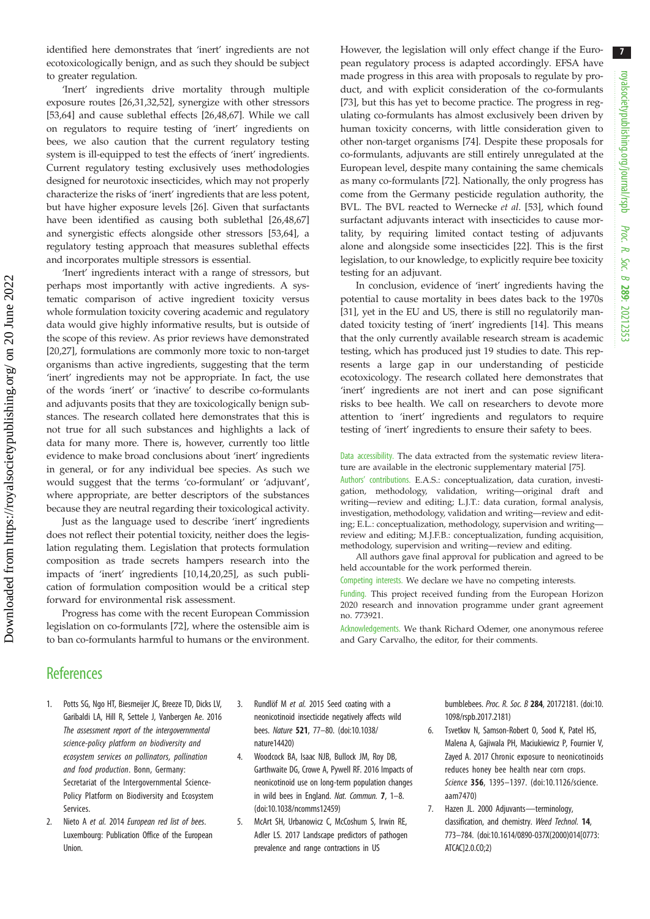identified here demonstrates that 'inert' ingredients are not ecotoxicologically benign, and as such they should be subject to greater regulation.

'Inert' ingredients drive mortality through multiple exposure routes [26,31,32,52], synergize with other stressors [53,64] and cause sublethal effects [26,48,67]. While we call on regulators to require testing of 'inert' ingredients on bees, we also caution that the current regulatory testing system is ill-equipped to test the effects of 'inert' ingredients. Current regulatory testing exclusively uses methodologies designed for neurotoxic insecticides, which may not properly characterize the risks of 'inert' ingredients that are less potent, but have higher exposure levels [26]. Given that surfactants have been identified as causing both sublethal [26,48,67] and synergistic effects alongside other stressors [53,64], a regulatory testing approach that measures sublethal effects and incorporates multiple stressors is essential.

'Inert' ingredients interact with a range of stressors, but perhaps most importantly with active ingredients. A systematic comparison of active ingredient toxicity versus whole formulation toxicity covering academic and regulatory data would give highly informative results, but is outside of the scope of this review. As prior reviews have demonstrated [20,27], formulations are commonly more toxic to non-target organisms than active ingredients, suggesting that the term 'inert' ingredients may not be appropriate. In fact, the use of the words 'inert' or 'inactive' to describe co-formulants and adjuvants posits that they are toxicologically benign substances. The research collated here demonstrates that this is not true for all such substances and highlights a lack of data for many more. There is, however, currently too little evidence to make broad conclusions about 'inert' ingredients in general, or for any individual bee species. As such we would suggest that the terms 'co-formulant' or 'adjuvant', where appropriate, are better descriptors of the substances because they are neutral regarding their toxicological activity.

Just as the language used to describe 'inert' ingredients does not reflect their potential toxicity, neither does the legislation regulating them. Legislation that protects formulation composition as trade secrets hampers research into the impacts of 'inert' ingredients [10,14,20,25], as such publication of formulation composition would be a critical step forward for environmental risk assessment.

Progress has come with the recent European Commission legislation on co-formulants [72], where the ostensible aim is to ban co-formulants harmful to humans or the environment. However, the legislation will only effect change if the European regulatory process is adapted accordingly. EFSA have made progress in this area with proposals to regulate by product, and with explicit consideration of the co-formulants [73], but this has yet to become practice. The progress in regulating co-formulants has almost exclusively been driven by human toxicity concerns, with little consideration given to other non-target organisms [74]. Despite these proposals for co-formulants, adjuvants are still entirely unregulated at the European level, despite many containing the same chemicals as many co-formulants [72]. Nationally, the only progress has come from the Germany pesticide regulation authority, the BVL. The BVL reacted to Wernecke *et al*. [53], which found surfactant adjuvants interact with insecticides to cause mortality, by requiring limited contact testing of adjuvants alone and alongside some insecticides [22]. This is the first legislation, to our knowledge, to explicitly require bee toxicity testing for an adjuvant.

In conclusion, evidence of 'inert' ingredients having the potential to cause mortality in bees dates back to the 1970s [31], yet in the EU and US, there is still no regulatorily mandated toxicity testing of 'inert' ingredients [14]. This means that the only currently available research stream is academic testing, which has produced just 19 studies to date. This represents a large gap in our understanding of pesticide ecotoxicology. The research collated here demonstrates that 'inert' ingredients are not inert and can pose significant risks to bee health. We call on researchers to devote more attention to 'inert' ingredients and regulators to require testing of 'inert' ingredients to ensure their safety to bees.

Data accessibility. The data extracted from the systematic review literature are available in the electronic supplementary material [75].

Authors' contributions. E.A.S.: conceptualization, data curation, investigation, methodology, validation, writing—original draft and writing—review and editing; L.J.T.: data curation, formal analysis, investigation, methodology, validation and writing—review and editing; E.L.: conceptualization, methodology, supervision and writing—review and editing; M.J.F.B.: conceptualization, funding acquisition, methodology, supervision and writing—review and editing.

All authors gave final approval for publication and agreed to be held accountable for the work performed therein.

Competing interests. We declare we have no competing interests.

Funding. This project received funding from the European Horizon 2020 research and innovation programme under grant agreement no. 773921.

Acknowledgements. We thank Richard Odemer, one anonymous referee and Gary Carvalho, the editor, for their comments.

## References

1. Potts SG, Ngo HT, Biesmeijer JC, Breeze TD, Dicks LV, Garibaldi LA, Hill R, Settele J, Vanbergen Ae. 2016 *The assessment report of the intergovernmental science-policy platform on biodiversity and ecosystem services on pollinators, pollination and food production*. Bonn, Germany: Secretariat of the Intergovernmental Science-Policy Platform on Biodiversity and Ecosystem Services.
2. Nieto A *et al*. 2014 *European red list of bees*. Luxembourg: Publication Office of the European Union.
3. Rundlöf M *et al*. 2015 Seed coating with a neonicotinoid insecticide negatively affects wild bees. *Nature* **521**, 77–80. (doi:10.1038/nature14420)
4. Woodcock BA, Isaac NJB, Bullock JM, Roy DB, Garthwaite DG, Crowe A, Pywell RF. 2016 Impacts of neonicotinoid use on long-term population changes in wild bees in England. *Nat. Commun.* **7**, 1–8. (doi:10.1038/ncomms12459)
5. McArt SH, Urbanowicz C, McCoshum S, Irwin RE, Adler LS. 2017 Landscape predictors of pathogen prevalence and range contractions in US bumblebees. *Proc. R. Soc. B* **284**, 20172181. (doi:10.1098/rspb.2017.2181)
6. Tsvetkov N, Samson-Robert O, Sood K, Patel HS, Malena A, Gajiwala PH, Maciukiewicz P, Fournier V, Zayed A. 2017 Chronic exposure to neonicotinoids reduces honey bee health near corn crops. *Science* **356**, 1395–1397. (doi:10.1126/science.aam7470)
7. Hazen JL. 2000 Adjuvants—terminology, classification, and chemistry. *Weed Technol.* **14**, 773–784. (doi:10.1614/0890-037X(2000)014[0773:ATCAC]2.0.CO;2)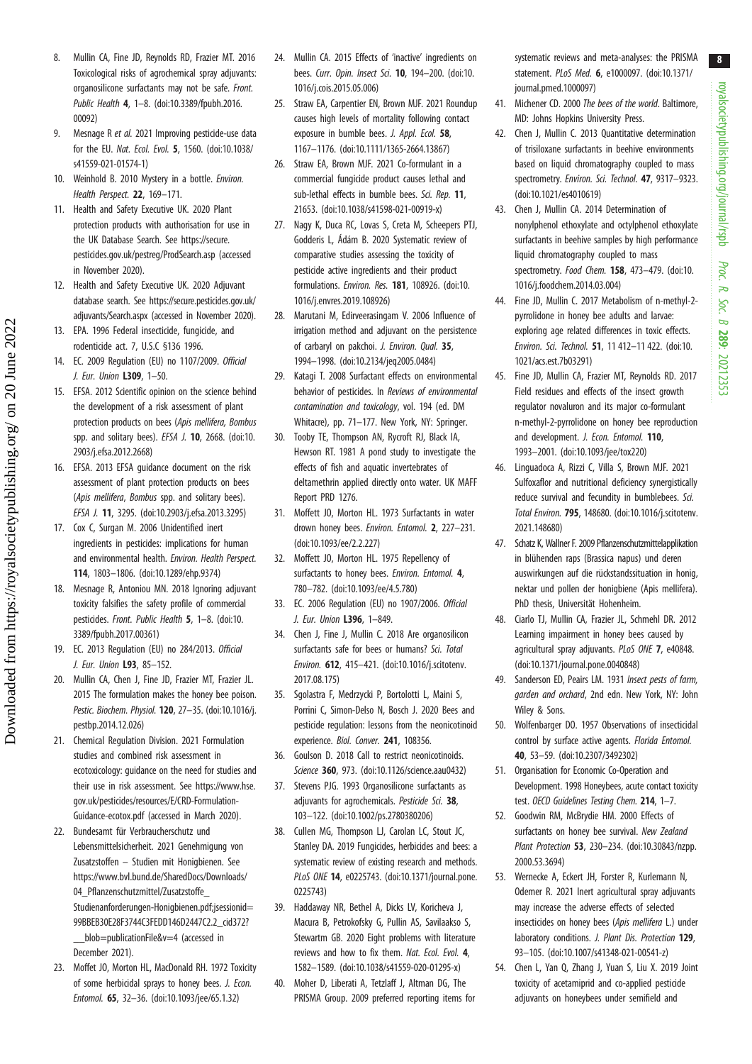8. Mullin CA, Fine JD, Reynolds RD, Frazier MT. 2016 Toxicological risks of agrochemical spray adjuvants: organosilicone surfactants may not be safe. *Front. Public Health* **4**, 1–8. (doi:10.3389/fpubh.2016.00092)
9. Mesnage R *et al.* 2021 Improving pesticide-use data for the EU. *Nat. Ecol. Evol.* **5**, 1560. (doi:10.1038/s41559-021-01574-1)
10. Weinhold B. 2010 Mystery in a bottle. *Environ. Health Perspect.* **22**, 169–171.
11. Health and Safety Executive UK. 2020 Plant protection products with authorisation for use in the UK Database Search. See https://secure.pesticides.gov.uk/pestreg/ProdSearch.asp (accessed in November 2020).
12. Health and Safety Executive UK. 2020 Adjuvant database search. See https://secure.pesticides.gov.uk/adjuvants/Search.aspx (accessed in November 2020).
13. EPA. 1996 Federal insecticide, fungicide, and rodenticide act. 7, U.S.C §136 1996.
14. EC. 2009 Regulation (EU) no 1107/2009. *Official J. Eur. Union* **L309**, 1–50.
15. EFSA. 2012 Scientific opinion on the science behind the development of a risk assessment of plant protection products on bees (*Apis mellifera, Bombus* spp. and solitary bees). *EFSA J.* **10**, 2668. (doi:10.2903/j.efsa.2012.2668)
16. EFSA. 2013 EFSA guidance document on the risk assessment of plant protection products on bees (*Apis mellifera*, *Bombus* spp. and solitary bees). *EFSA J.* **11**, 3295. (doi:10.2903/j.efsa.2013.3295)
17. Cox C, Surgan M. 2006 Unidentified inert ingredients in pesticides: implications for human and environmental health. *Environ. Health Perspect.* **114**, 1803–1806. (doi:10.1289/ehp.9374)
18. Mesnage R, Antoniou MN. 2018 Ignoring adjuvant toxicity falsifies the safety profile of commercial pesticides. *Front. Public Health* **5**, 1–8. (doi:10.3389/fpubh.2017.00361)
19. EC. 2013 Regulation (EU) no 284/2013. *Official J. Eur. Union* **L93**, 85–152.
20. Mullin CA, Chen J, Fine JD, Frazier MT, Frazier JL. 2015 The formulation makes the honey bee poison. *Pestic. Biochem. Physiol.* **120**, 27–35. (doi:10.1016/j.pestbp.2014.12.026)
21. Chemical Regulation Division. 2021 Formulation studies and combined risk assessment in ecotoxicology: guidance on the need for studies and their use in risk assessment. See https://www.hse.gov.uk/pesticides/resources/E/CRD-Formulation-Guidance-ecotox.pdf (accessed in March 2020).
22. Bundesamt für Verbraucherschutz und Lebensmittelsicherheit. 2021 Genehmigung von Zusatzstoffen – Studien mit Honigbienen. See https://www.bvl.bund.de/SharedDocs/Downloads/04_Pflanzenschutzmittel/Zusatzstoffe_Studienanforderungen-Honigbienen.pdf;jsessionid=99BBEB30E28F3744C3FEDD146D2447C2.2_cid372?__blob=publicationFile&v=4 (accessed in December 2021).
23. Moffet JO, Morton HL, MacDonald RH. 1972 Toxicity of some herbicidal sprays to honey bees. *J. Econ. Entomol.* **65**, 32–36. (doi:10.1093/jee/65.1.32)
24. Mullin CA. 2015 Effects of 'inactive' ingredients on bees. *Curr. Opin. Insect Sci.* **10**, 194–200. (doi:10.1016/j.cois.2015.05.006)
25. Straw EA, Carpentier EN, Brown MJF. 2021 Roundup causes high levels of mortality following contact exposure in bumble bees. *J. Appl. Ecol.* **58**, 1167–1176. (doi:10.1111/1365-2664.13867)
26. Straw EA, Brown MJF. 2021 Co-formulant in a commercial fungicide product causes lethal and sub-lethal effects in bumble bees. *Sci. Rep.* **11**, 21653. (doi:10.1038/s41598-021-00919-x)
27. Nagy K, Duca RC, Lovas S, Creta M, Scheepers PTJ, Godderis L, Ádám B. 2020 Systematic review of comparative studies assessing the toxicity of pesticide active ingredients and their product formulations. *Environ. Res.* **181**, 108926. (doi:10.1016/j.envres.2019.108926)
28. Marutani M, Edirveerasingam V. 2006 Influence of irrigation method and adjuvant on the persistence of carbaryl on pakchoi. *J. Environ. Qual.* **35**, 1994–1998. (doi:10.2134/jeq2005.0484)
29. Katagi T. 2008 Surfactant effects on environmental behavior of pesticides. In *Reviews of environmental contamination and toxicology*, vol. 194 (ed. DM Whitacre), pp. 71–177. New York, NY: Springer.
30. Tooby TE, Thompson AN, Rycroft RJ, Black IA, Hewson RT. 1981 A pond study to investigate the effects of fish and aquatic invertebrates of deltamethrin applied directly onto water. UK MAFF Report PRD 1276.
31. Moffett JO, Morton HL. 1973 Surfactants in water drown honey bees. *Environ. Entomol.* **2**, 227–231. (doi:10.1093/ee/2.2.227)
32. Moffett JO, Morton HL. 1975 Repellency of surfactants to honey bees. *Environ. Entomol.* **4**, 780–782. (doi:10.1093/ee/4.5.780)
33. EC. 2006 Regulation (EU) no 1907/2006. *Official J. Eur. Union* **L396**, 1–849.
34. Chen J, Fine J, Mullin C. 2018 Are organosilicon surfactants safe for bees or humans? *Sci. Total Environ.* **612**, 415–421. (doi:10.1016/j.scitotenv.2017.08.175)
35. Sgolastra F, Medrzycki P, Bortolotti L, Maini S, Porrini C, Simon-Delso N, Bosch J. 2020 Bees and pesticide regulation: lessons from the neonicotinoid experience. *Biol. Conver.* **241**, 108356.
36. Goulson D. 2018 Call to restrict neonicotinoids. *Science* **360**, 973. (doi:10.1126/science.aau0432)
37. Stevens PJG. 1993 Organosilicone surfactants as adjuvants for agrochemicals. *Pesticide Sci.* **38**, 103–122. (doi:10.1002/ps.2780380206)
38. Cullen MG, Thompson LJ, Carolan LC, Stout JC, Stanley DA. 2019 Fungicides, herbicides and bees: a systematic review of existing research and methods. *PLoS ONE* **14**, e0225743. (doi:10.1371/journal.pone.0225743)
39. Haddaway NR, Bethel A, Dicks LV, Koricheva J, Macura B, Petrokofsky G, Pullin AS, Savilaakso S, Stewartm GB. 2020 Eight problems with literature reviews and how to fix them. *Nat. Ecol. Evol.* **4**, 1582–1589. (doi:10.1038/s41559-020-01295-x)
40. Moher D, Liberati A, Tetzlaff J, Altman DG, The PRISMA Group. 2009 preferred reporting items for systematic reviews and meta-analyses: the PRISMA statement. *PLoS Med.* **6**, e1000097. (doi:10.1371/journal.pmed.1000097)
41. Michener CD. 2000 *The bees of the world*. Baltimore, MD: Johns Hopkins University Press.
42. Chen J, Mullin C. 2013 Quantitative determination of trisiloxane surfactants in beehive environments based on liquid chromatography coupled to mass spectrometry. *Environ. Sci. Technol.* **47**, 9317–9323. (doi:10.1021/es4010619)
43. Chen J, Mullin CA. 2014 Determination of nonylphenol ethoxylate and octylphenol ethoxylate surfactants in beehive samples by high performance liquid chromatography coupled to mass spectrometry. *Food Chem.* **158**, 473–479. (doi:10.1016/j.foodchem.2014.03.004)
44. Fine JD, Mullin C. 2017 Metabolism of n-methyl-2-pyrrolidone in honey bee adults and larvae: exploring age related differences in toxic effects. *Environ. Sci. Technol.* **51**, 11 412–11 422. (doi:10.1021/acs.est.7b03291)
45. Fine JD, Mullin CA, Frazier MT, Reynolds RD. 2017 Field residues and effects of the insect growth regulator novaluron and its major co-formulant n-methyl-2-pyrrolidone on honey bee reproduction and development. *J. Econ. Entomol.* **110**, 1993–2001. (doi:10.1093/jee/tox220)
46. Linguadoca A, Rizzi C, Villa S, Brown MJF. 2021 Sulfoxaflor and nutritional deficiency synergistically reduce survival and fecundity in bumblebees. *Sci. Total Environ.* **795**, 148680. (doi:10.1016/j.scitotenv.2021.148680)
47. Schatz K, Wallner F. 2009 Pflanzenschutzmittelapplikation in blühenden raps (Brassica napus) und deren auswirkungen auf die rückstandssituation in honig, nektar und pollen der honigbiene (Apis mellifera). PhD thesis, Universität Hohenheim.
48. Ciarlo TJ, Mullin CA, Frazier JL, Schmehl DR. 2012 Learning impairment in honey bees caused by agricultural spray adjuvants. *PLoS ONE* **7**, e40848. (doi:10.1371/journal.pone.0040848)
49. Sanderson ED, Peairs LM. 1931 *Insect pests of farm, garden and orchard*, 2nd edn. New York, NY: John Wiley & Sons.
50. Wolfenbarger DO. 1957 Observations of insecticidal control by surface active agents. *Florida Entomol.* **40**, 53–59. (doi:10.2307/3492302)
51. Organisation for Economic Co-Operation and Development. 1998 Honeybees, acute contact toxicity test. *OECD Guidelines Testing Chem.* **214**, 1–7.
52. Goodwin RM, McBrydie HM. 2000 Effects of surfactants on honey bee survival. *New Zealand Plant Protection* **53**, 230–234. (doi:10.30843/nzpp.2000.53.3694)
53. Wernecke A, Eckert JH, Forster R, Kurlemann N, Odemer R. 2021 Inert agricultural spray adjuvants may increase the adverse effects of selected insecticides on honey bees (*Apis mellifera* L.) under laboratory conditions. *J. Plant Dis. Protection* **129**, 93–105. (doi:10.1007/s41348-021-00541-z)
54. Chen L, Yan Q, Zhang J, Yuan S, Liu X. 2019 Joint toxicity of acetamiprid and co-applied pesticide adjuvants on honeybees under semifield and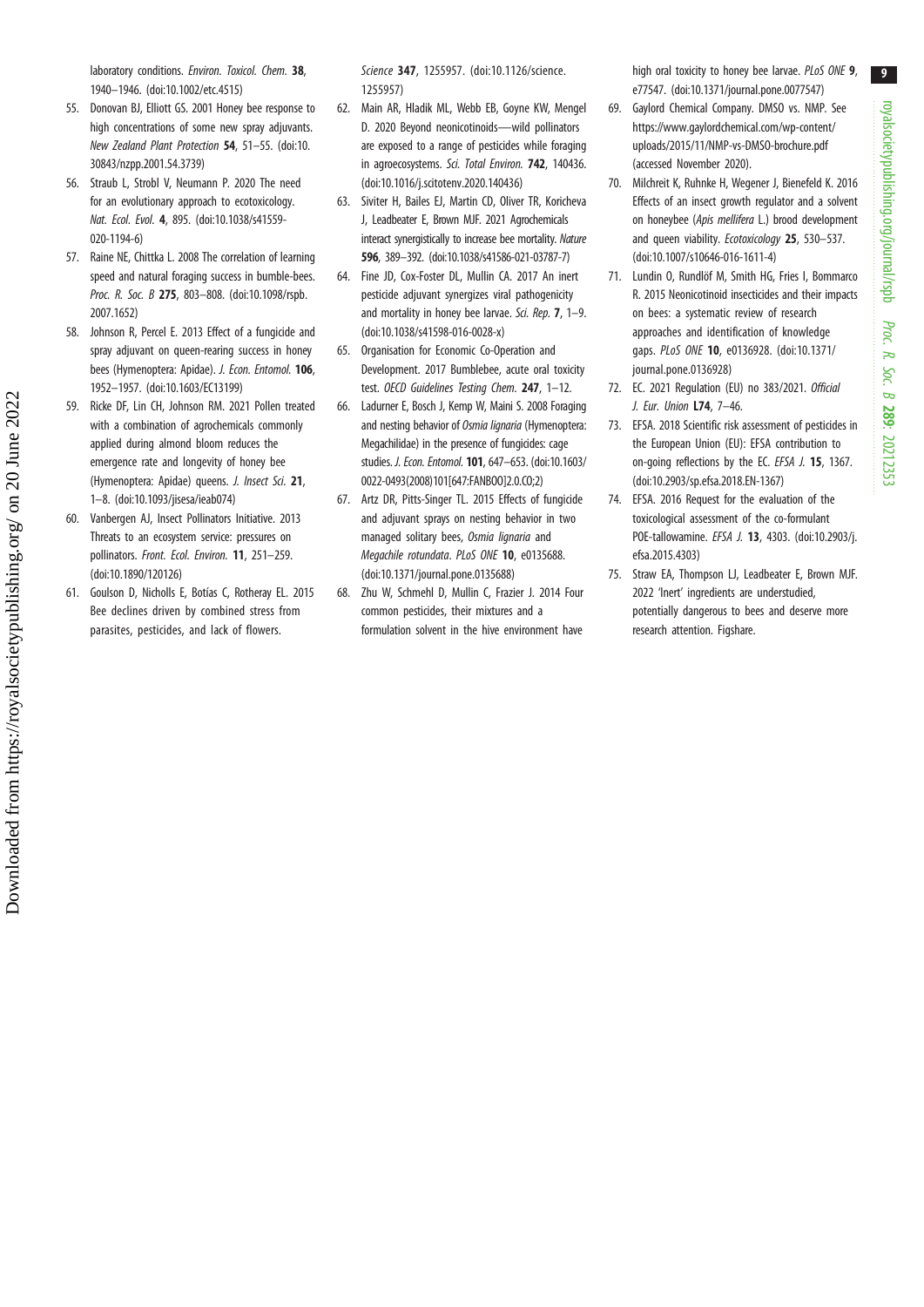laboratory conditions. *Environ. Toxicol. Chem.* **38**, 1940–1946. (doi:10.1002/etc.4515)

55. Donovan BJ, Elliott GS. 2001 Honey bee response to high concentrations of some new spray adjuvants. *New Zealand Plant Protection* **54**, 51–55. (doi:10.30843/nzpp.2001.54.3739)
56. Straub L, Strobl V, Neumann P. 2020 The need for an evolutionary approach to ecotoxicology. *Nat. Ecol. Evol.* **4**, 895. (doi:10.1038/s41559-020-1194-6)
57. Raine NE, Chittka L. 2008 The correlation of learning speed and natural foraging success in bumble-bees. *Proc. R. Soc. B* **275**, 803–808. (doi:10.1098/rspb.2007.1652)
58. Johnson R, Percel E. 2013 Effect of a fungicide and spray adjuvant on queen-rearing success in honey bees (Hymenoptera: Apidae). *J. Econ. Entomol.* **106**, 1952–1957. (doi:10.1603/EC13199)
59. Ricke DF, Lin CH, Johnson RM. 2021 Pollen treated with a combination of agrochemicals commonly applied during almond bloom reduces the emergence rate and longevity of honey bee (Hymenoptera: Apidae) queens. *J. Insect Sci.* **21**, 1–8. (doi:10.1093/jisesa/ieab074)
60. Vanbergen AJ, Insect Pollinators Initiative. 2013 Threats to an ecosystem service: pressures on pollinators. *Front. Ecol. Environ.* **11**, 251–259. (doi:10.1890/120126)
61. Goulson D, Nicholls E, Botías C, Rotheray EL. 2015 Bee declines driven by combined stress from parasites, pesticides, and lack of flowers. *Science* **347**, 1255957. (doi:10.1126/science.1255957)
62. Main AR, Hladik ML, Webb EB, Goyne KW, Mengel D. 2020 Beyond neonicotinoids—wild pollinators are exposed to a range of pesticides while foraging in agroecosystems. *Sci. Total Environ.* **742**, 140436. (doi:10.1016/j.scitotenv.2020.140436)
63. Siviter H, Bailes EJ, Martin CD, Oliver TR, Koricheva J, Leadbeater E, Brown MJF. 2021 Agrochemicals interact synergistically to increase bee mortality. *Nature* **596**, 389–392. (doi:10.1038/s41586-021-03787-7)
64. Fine JD, Cox-Foster DL, Mullin CA. 2017 An inert pesticide adjuvant synergizes viral pathogenicity and mortality in honey bee larvae. *Sci. Rep.* **7**, 1–9. (doi:10.1038/s41598-016-0028-x)
65. Organisation for Economic Co-Operation and Development. 2017 Bumblebee, acute oral toxicity test. *OECD Guidelines Testing Chem.* **247**, 1–12.
66. Ladurner E, Bosch J, Kemp W, Maini S. 2008 Foraging and nesting behavior of *Osmia lignaria* (Hymenoptera: Megachilidae) in the presence of fungicides: cage studies. *J. Econ. Entomol.* **101**, 647–653. (doi:10.1603/0022-0493(2008)101[647:FANBOO]2.0.CO;2)
67. Artz DR, Pitts-Singer TL. 2015 Effects of fungicide and adjuvant sprays on nesting behavior in two managed solitary bees, *Osmia lignaria* and *Megachile rotundata*. *PLoS ONE* **10**, e0135688. (doi:10.1371/journal.pone.0135688)
68. Zhu W, Schmehl D, Mullin C, Frazier J. 2014 Four common pesticides, their mixtures and a formulation solvent in the hive environment have high oral toxicity to honey bee larvae. *PLoS ONE* **9**, e77547. (doi:10.1371/journal.pone.0077547)
69. Gaylord Chemical Company. DMSO vs. NMP. See https://www.gaylordchemical.com/wp-content/uploads/2015/11/NMP-vs-DMSO-brochure.pdf (accessed November 2020).
70. Milchreit K, Ruhnke H, Wegener J, Bienefeld K. 2016 Effects of an insect growth regulator and a solvent on honeybee (*Apis mellifera* L.) brood development and queen viability. *Ecotoxicology* **25**, 530–537. (doi:10.1007/s10646-016-1611-4)
71. Lundin O, Rundlöf M, Smith HG, Fries I, Bommarco R. 2015 Neonicotinoid insecticides and their impacts on bees: a systematic review of research approaches and identification of knowledge gaps. *PLoS ONE* **10**, e0136928. (doi:10.1371/journal.pone.0136928)
72. EC. 2021 Regulation (EU) no 383/2021. *Official J. Eur. Union* **L74**, 7–46.
73. EFSA. 2018 Scientific risk assessment of pesticides in the European Union (EU): EFSA contribution to on-going reflections by the EC. *EFSA J.* **15**, 1367. (doi:10.2903/sp.efsa.2018.EN-1367)
74. EFSA. 2016 Request for the evaluation of the toxicological assessment of the co-formulant POE-tallowamine. *EFSA J.* **13**, 4303. (doi:10.2903/j.efsa.2015.4303)
75. Straw EA, Thompson LJ, Leadbeater E, Brown MJF. 2022 'Inert' ingredients are understudied, potentially dangerous to bees and deserve more research attention. Figshare.